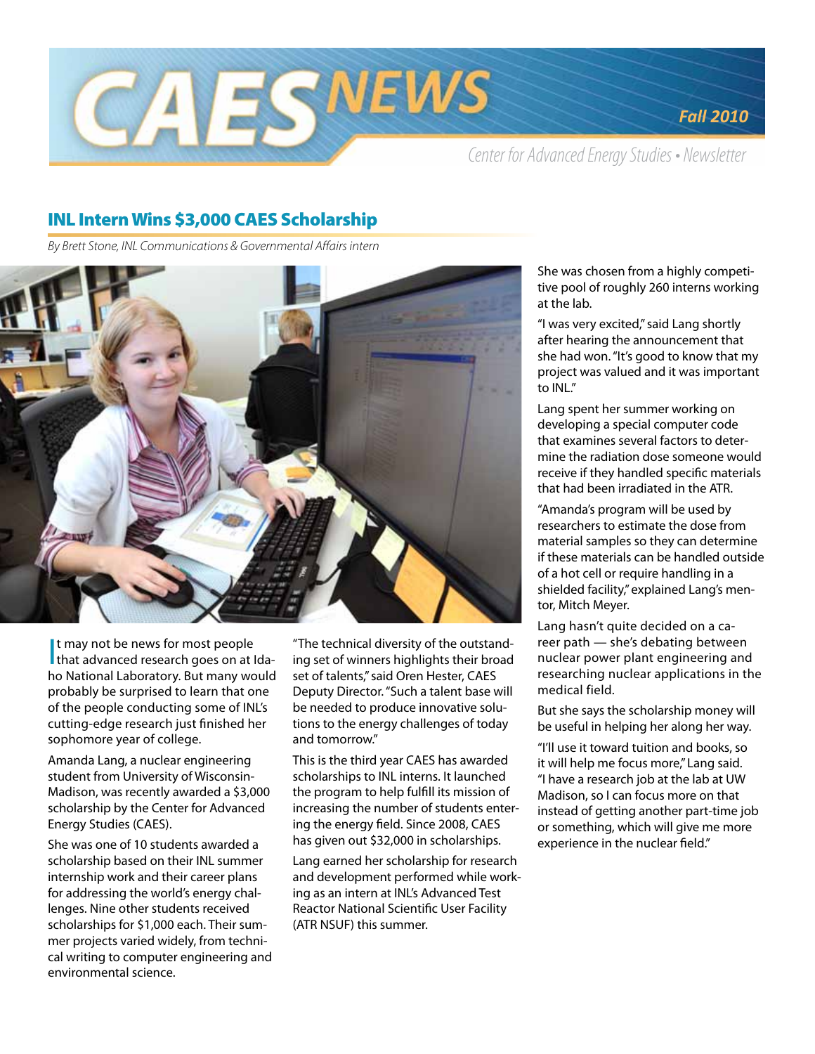# CAES NEWS

*Fall 2010*

*Center for Advanced Energy Studies • Newsletter*

## INL Intern Wins $3,000 CAES Scholarship

*By Brett Stone, INL Communications & Governmental Affairs intern*

It may not be news for most people that advanced research goes on at Idaho National Laboratory. But many would probably be surprised to learn that one of the people conducting some of INL's cutting-edge research just finished her sophomore year of college.

Amanda Lang, a nuclear engineering student from University of Wisconsin-Madison, was recently awarded a $3,000 scholarship by the Center for Advanced Energy Studies (CAES).

She was one of 10 students awarded a scholarship based on their INL summer internship work and their career plans for addressing the world's energy challenges. Nine other students received scholarships for $1,000 each. Their summer projects varied widely, from technical writing to computer engineering and environmental science.

"The technical diversity of the outstanding set of winners highlights their broad set of talents," said Oren Hester, CAES Deputy Director. "Such a talent base will be needed to produce innovative solutions to the energy challenges of today and tomorrow."

This is the third year CAES has awarded scholarships to INL interns. It launched the program to help fulfill its mission of increasing the number of students entering the energy field. Since 2008, CAES has given out $32,000 in scholarships.

Lang earned her scholarship for research and development performed while working as an intern at INL's Advanced Test Reactor National Scientific User Facility (ATR NSUF) this summer.

She was chosen from a highly competitive pool of roughly 260 interns working at the lab.

"I was very excited," said Lang shortly after hearing the announcement that she had won. "It's good to know that my project was valued and it was important to INL."

Lang spent her summer working on developing a special computer code that examines several factors to determine the radiation dose someone would receive if they handled specific materials that had been irradiated in the ATR.

"Amanda's program will be used by researchers to estimate the dose from material samples so they can determine if these materials can be handled outside of a hot cell or require handling in a shielded facility," explained Lang's mentor, Mitch Meyer.

Lang hasn't quite decided on a career path — she's debating between nuclear power plant engineering and researching nuclear applications in the medical field.

But she says the scholarship money will be useful in helping her along her way.

"I'll use it toward tuition and books, so it will help me focus more," Lang said. "I have a research job at the lab at UW Madison, so I can focus more on that instead of getting another part-time job or something, which will give me more experience in the nuclear field."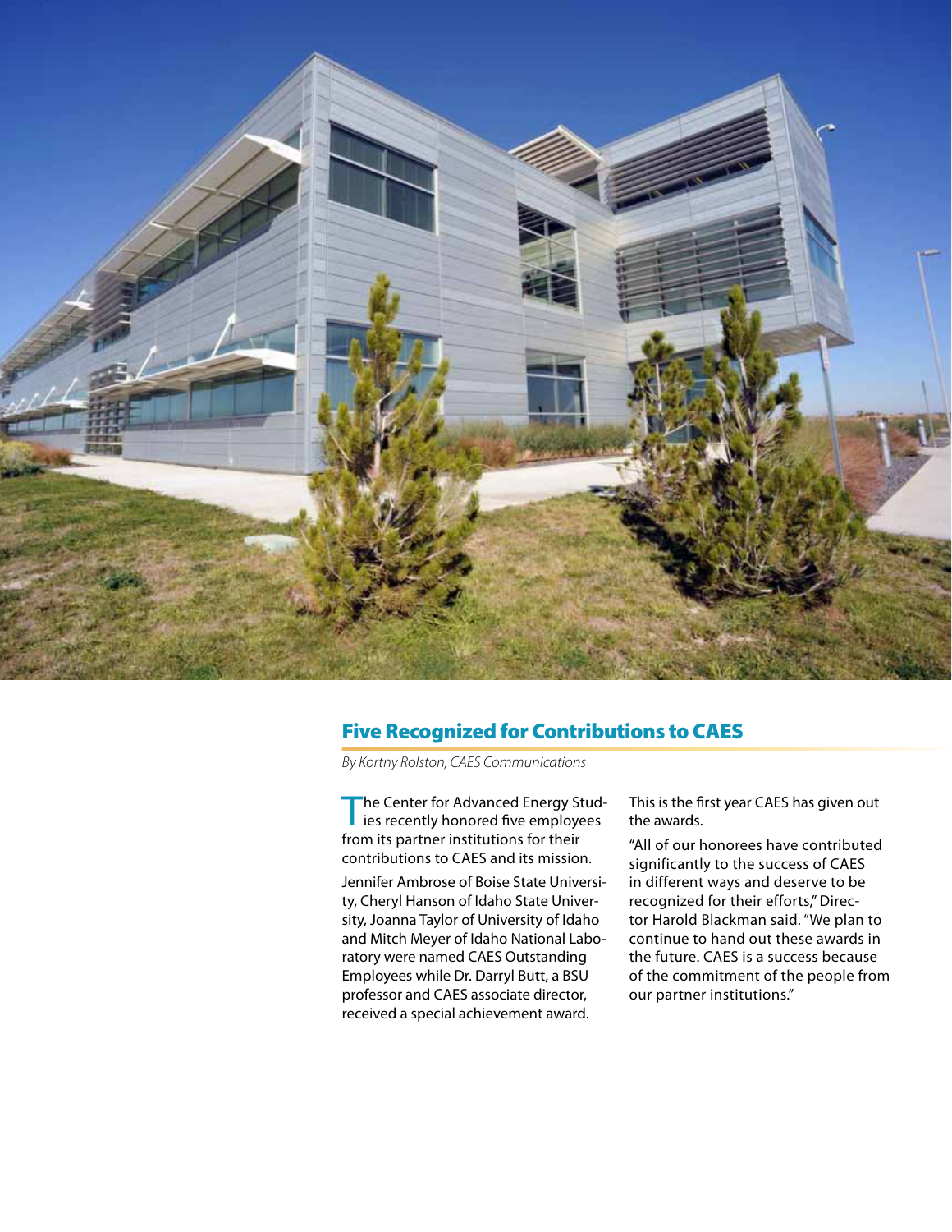## Five Recognized for Contributions to CAES

*By Kortny Rolston, CAES Communications*

The Center for Advanced Energy Studies recently honored five employees from its partner institutions for their contributions to CAES and its mission.

Jennifer Ambrose of Boise State University, Cheryl Hanson of Idaho State University, Joanna Taylor of University of Idaho and Mitch Meyer of Idaho National Laboratory were named CAES Outstanding Employees while Dr. Darryl Butt, a BSU professor and CAES associate director, received a special achievement award.

This is the first year CAES has given out the awards.

"All of our honorees have contributed significantly to the success of CAES in different ways and deserve to be recognized for their efforts," Director Harold Blackman said. "We plan to continue to hand out these awards in the future. CAES is a success because of the commitment of the people from our partner institutions."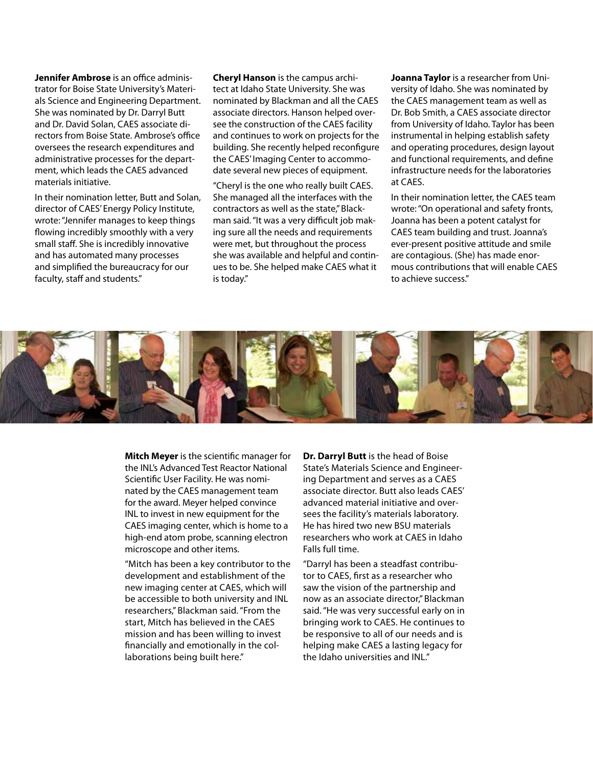**Jennifer Ambrose** is an office administrator for Boise State University's Materials Science and Engineering Department. She was nominated by Dr. Darryl Butt and Dr. David Solan, CAES associate directors from Boise State. Ambrose's office oversees the research expenditures and administrative processes for the department, which leads the CAES advanced materials initiative.

In their nomination letter, Butt and Solan, director of CAES' Energy Policy Institute, wrote: "Jennifer manages to keep things flowing incredibly smoothly with a very small staff. She is incredibly innovative and has automated many processes and simplified the bureaucracy for our faculty, staff and students."

**Cheryl Hanson** is the campus architect at Idaho State University. She was nominated by Blackman and all the CAES associate directors. Hanson helped oversee the construction of the CAES facility and continues to work on projects for the building. She recently helped reconfigure the CAES' Imaging Center to accommodate several new pieces of equipment.

"Cheryl is the one who really built CAES. She managed all the interfaces with the contractors as well as the state," Blackman said. "It was a very difficult job making sure all the needs and requirements were met, but throughout the process she was available and helpful and continues to be. She helped make CAES what it is today."

**Joanna Taylor** is a researcher from University of Idaho. She was nominated by the CAES management team as well as Dr. Bob Smith, a CAES associate director from University of Idaho. Taylor has been instrumental in helping establish safety and operating procedures, design layout and functional requirements, and define infrastructure needs for the laboratories at CAES.

In their nomination letter, the CAES team wrote: "On operational and safety fronts, Joanna has been a potent catalyst for CAES team building and trust. Joanna's ever-present positive attitude and smile are contagious. (She) has made enormous contributions that will enable CAES to achieve success."

**Mitch Meyer** is the scientific manager for the INL's Advanced Test Reactor National Scientific User Facility. He was nominated by the CAES management team for the award. Meyer helped convince INL to invest in new equipment for the CAES imaging center, which is home to a high-end atom probe, scanning electron microscope and other items.

"Mitch has been a key contributor to the development and establishment of the new imaging center at CAES, which will be accessible to both university and INL researchers," Blackman said. "From the start, Mitch has believed in the CAES mission and has been willing to invest financially and emotionally in the collaborations being built here."

**Dr. Darryl Butt** is the head of Boise State's Materials Science and Engineering Department and serves as a CAES associate director. Butt also leads CAES' advanced material initiative and oversees the facility's materials laboratory. He has hired two new BSU materials researchers who work at CAES in Idaho Falls full time.

"Darryl has been a steadfast contributor to CAES, first as a researcher who saw the vision of the partnership and now as an associate director," Blackman said. "He was very successful early on in bringing work to CAES. He continues to be responsive to all of our needs and is helping make CAES a lasting legacy for the Idaho universities and INL."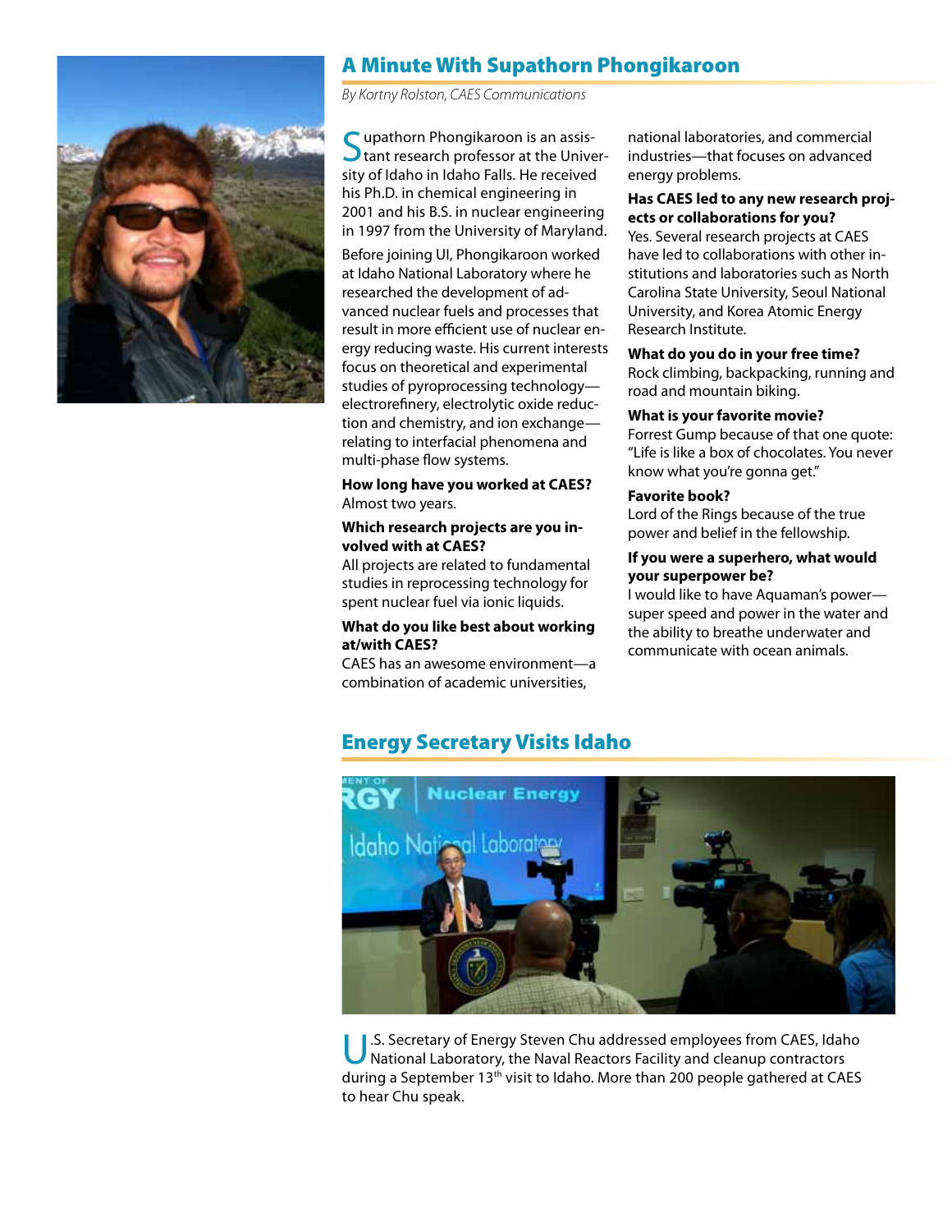## A Minute With Supathorn Phongikaroon

*By Kortny Rolston, CAES Communications*

Supathorn Phongikaroon is an assistant research professor at the University of Idaho in Idaho Falls. He received his Ph.D. in chemical engineering in 2001 and his B.S. in nuclear engineering in 1997 from the University of Maryland.

Before joining UI, Phongikaroon worked at Idaho National Laboratory where he researched the development of advanced nuclear fuels and processes that result in more efficient use of nuclear energy reducing waste. His current interests focus on theoretical and experimental studies of pyroprocessing technology—electrorefinery, electrolytic oxide reduction and chemistry, and ion exchange—relating to interfacial phenomena and multi-phase flow systems.

**How long have you worked at CAES?**
Almost two years.

**Which research projects are you involved with at CAES?**
All projects are related to fundamental studies in reprocessing technology for spent nuclear fuel via ionic liquids.

**What do you like best about working at/with CAES?**
CAES has an awesome environment—a combination of academic universities, national laboratories, and commercial industries—that focuses on advanced energy problems.

**Has CAES led to any new research projects or collaborations for you?**
Yes. Several research projects at CAES have led to collaborations with other institutions and laboratories such as North Carolina State University, Seoul National University, and Korea Atomic Energy Research Institute.

**What do you do in your free time?**
Rock climbing, backpacking, running and road and mountain biking.

**What is your favorite movie?**
Forrest Gump because of that one quote: "Life is like a box of chocolates. You never know what you're gonna get."

**Favorite book?**
Lord of the Rings because of the true power and belief in the fellowship.

**If you were a superhero, what would your superpower be?**
I would like to have Aquaman's power—super speed and power in the water and the ability to breathe underwater and communicate with ocean animals.

## Energy Secretary Visits Idaho

U.S. Secretary of Energy Steven Chu addressed employees from CAES, Idaho National Laboratory, the Naval Reactors Facility and cleanup contractors during a September 13th visit to Idaho. More than 200 people gathered at CAES to hear Chu speak.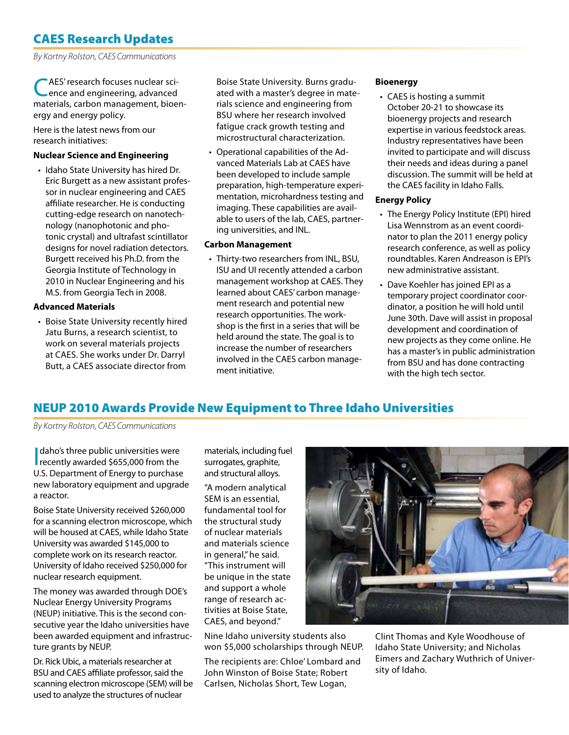## CAES Research Updates

*By Kortny Rolston, CAES Communications*

CAES' research focuses nuclear science and engineering, advanced materials, carbon management, bioenergy and energy policy.

Here is the latest news from our research initiatives:

### Nuclear Science and Engineering

- Idaho State University has hired Dr. Eric Burgett as a new assistant professor in nuclear engineering and CAES affiliate researcher. He is conducting cutting-edge research on nanotechnology (nanophotonic and photonic crystal) and ultrafast scintillator designs for novel radiation detectors. Burgett received his Ph.D. from the Georgia Institute of Technology in 2010 in Nuclear Engineering and his M.S. from Georgia Tech in 2008.

### Advanced Materials

- Boise State University recently hired Jatu Burns, a research scientist, to work on several materials projects at CAES. She works under Dr. Darryl Butt, a CAES associate director from Boise State University. Burns graduated with a master's degree in materials science and engineering from BSU where her research involved fatigue crack growth testing and microstructural characterization.
- Operational capabilities of the Advanced Materials Lab at CAES have been developed to include sample preparation, high-temperature experimentation, microhardness testing and imaging. These capabilities are available to users of the lab, CAES, partnering universities, and INL.

### Carbon Management

- Thirty-two researchers from INL, BSU, ISU and UI recently attended a carbon management workshop at CAES. They learned about CAES' carbon management research and potential new research opportunities. The workshop is the first in a series that will be held around the state. The goal is to increase the number of researchers involved in the CAES carbon management initiative.

### Bioenergy

- CAES is hosting a summit October 20-21 to showcase its bioenergy projects and research expertise in various feedstock areas. Industry representatives have been invited to participate and will discuss their needs and ideas during a panel discussion. The summit will be held at the CAES facility in Idaho Falls.

### Energy Policy

- The Energy Policy Institute (EPI) hired Lisa Wennstrom as an event coordinator to plan the 2011 energy policy research conference, as well as policy roundtables. Karen Andreason is EPI's new administrative assistant.
- Dave Koehler has joined EPI as a temporary project coordinator coordinator, a position he will hold until June 30th. Dave will assist in proposal development and coordination of new projects as they come online. He has a master's in public administration from BSU and has done contracting with the high tech sector.

## NEUP 2010 Awards Provide New Equipment to Three Idaho Universities

*By Kortny Rolston, CAES Communications*

Idaho's three public universities were recently awarded $655,000 from the U.S. Department of Energy to purchase new laboratory equipment and upgrade a reactor.

Boise State University received $260,000 for a scanning electron microscope, which will be housed at CAES, while Idaho State University was awarded $145,000 to complete work on its research reactor. University of Idaho received $250,000 for nuclear research equipment.

The money was awarded through DOE's Nuclear Energy University Programs (NEUP) initiative. This is the second consecutive year the Idaho universities have been awarded equipment and infrastructure grants by NEUP.

Dr. Rick Ubic, a materials researcher at BSU and CAES affiliate professor, said the scanning electron microscope (SEM) will be used to analyze the structures of nuclear materials, including fuel surrogates, graphite, and structural alloys.

"A modern analytical SEM is an essential, fundamental tool for the structural study of nuclear materials and materials science in general," he said. "This instrument will be unique in the state and support a whole range of research activities at Boise State, CAES, and beyond."

Nine Idaho university students also won $5,000 scholarships through NEUP.

The recipients are: Chloe' Lombard and John Winston of Boise State; Robert Carlsen, Nicholas Short, Tew Logan, Clint Thomas and Kyle Woodhouse of Idaho State University; and Nicholas Eimers and Zachary Wuthrich of University of Idaho.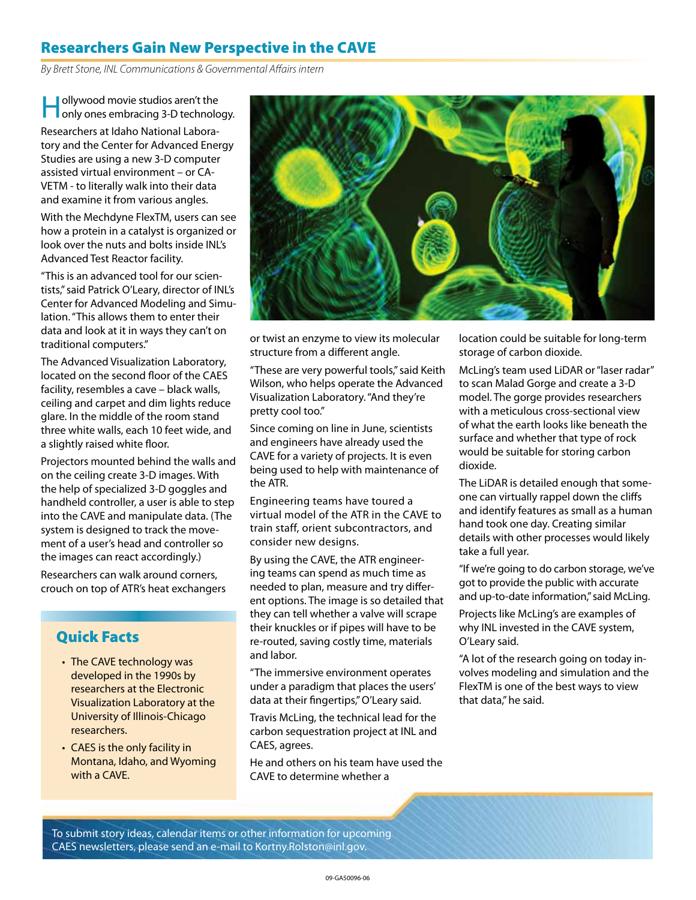## Researchers Gain New Perspective in the CAVE

*By Brett Stone, INL Communications & Governmental Affairs intern*

Hollywood movie studios aren't the only ones embracing 3-D technology.

Researchers at Idaho National Laboratory and the Center for Advanced Energy Studies are using a new 3-D computer assisted virtual environment – or CAVETM - to literally walk into their data and examine it from various angles.

With the Mechdyne FlexTM, users can see how a protein in a catalyst is organized or look over the nuts and bolts inside INL's Advanced Test Reactor facility.

"This is an advanced tool for our scientists," said Patrick O'Leary, director of INL's Center for Advanced Modeling and Simulation. "This allows them to enter their data and look at it in ways they can't on traditional computers."

The Advanced Visualization Laboratory, located on the second floor of the CAES facility, resembles a cave – black walls, ceiling and carpet and dim lights reduce glare. In the middle of the room stand three white walls, each 10 feet wide, and a slightly raised white floor.

Projectors mounted behind the walls and on the ceiling create 3-D images. With the help of specialized 3-D goggles and handheld controller, a user is able to step into the CAVE and manipulate data. (The system is designed to track the movement of a user's head and controller so the images can react accordingly.)

Researchers can walk around corners, crouch on top of ATR's heat exchangers or twist an enzyme to view its molecular structure from a different angle.

"These are very powerful tools," said Keith Wilson, who helps operate the Advanced Visualization Laboratory. "And they're pretty cool too."

Since coming on line in June, scientists and engineers have already used the CAVE for a variety of projects. It is even being used to help with maintenance of the ATR.

Engineering teams have toured a virtual model of the ATR in the CAVE to train staff, orient subcontractors, and consider new designs.

By using the CAVE, the ATR engineering teams can spend as much time as needed to plan, measure and try different options. The image is so detailed that they can tell whether a valve will scrape their knuckles or if pipes will have to be re-routed, saving costly time, materials and labor.

"The immersive environment operates under a paradigm that places the users' data at their fingertips," O'Leary said.

Travis McLing, the technical lead for the carbon sequestration project at INL and CAES, agrees.

He and others on his team have used the CAVE to determine whether a location could be suitable for long-term storage of carbon dioxide.

McLing's team used LiDAR or "laser radar" to scan Malad Gorge and create a 3-D model. The gorge provides researchers with a meticulous cross-sectional view of what the earth looks like beneath the surface and whether that type of rock would be suitable for storing carbon dioxide.

The LiDAR is detailed enough that someone can virtually rappel down the cliffs and identify features as small as a human hand took one day. Creating similar details with other processes would likely take a full year.

"If we're going to do carbon storage, we've got to provide the public with accurate and up-to-date information," said McLing.

Projects like McLing's are examples of why INL invested in the CAVE system, O'Leary said.

"A lot of the research going on today involves modeling and simulation and the FlexTM is one of the best ways to view that data," he said.

### Quick Facts

- The CAVE technology was developed in the 1990s by researchers at the Electronic Visualization Laboratory at the University of Illinois-Chicago researchers.
- CAES is the only facility in Montana, Idaho, and Wyoming with a CAVE.

To submit story ideas, calendar items or other information for upcoming CAES newsletters, please send an e-mail to Kortny.Rolston@inl.gov.

09-GA50096-06